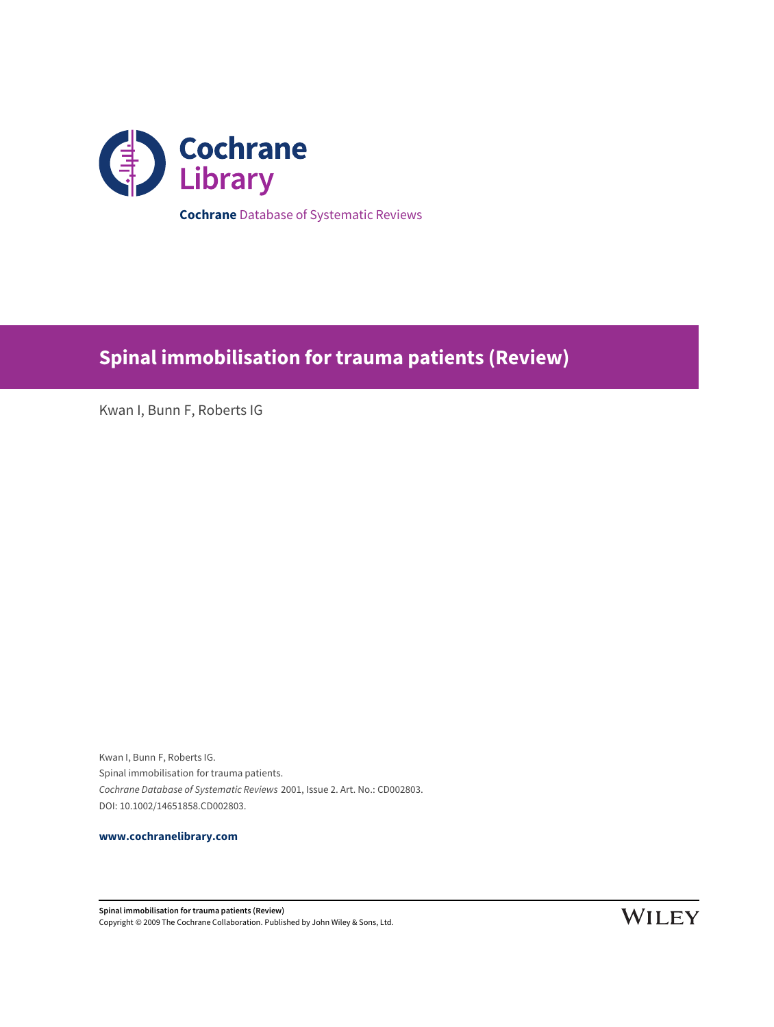**Cochrane** Database of Systematic Reviews

# Spinal immobilisation for trauma patients (Review)

Kwan I, Bunn F, Roberts IG

Kwan I, Bunn F, Roberts IG.
Spinal immobilisation for trauma patients.
*Cochrane Database of Systematic Reviews* 2001, Issue 2. Art. No.: CD002803.
DOI: 10.1002/14651858.CD002803.

**www.cochranelibrary.com**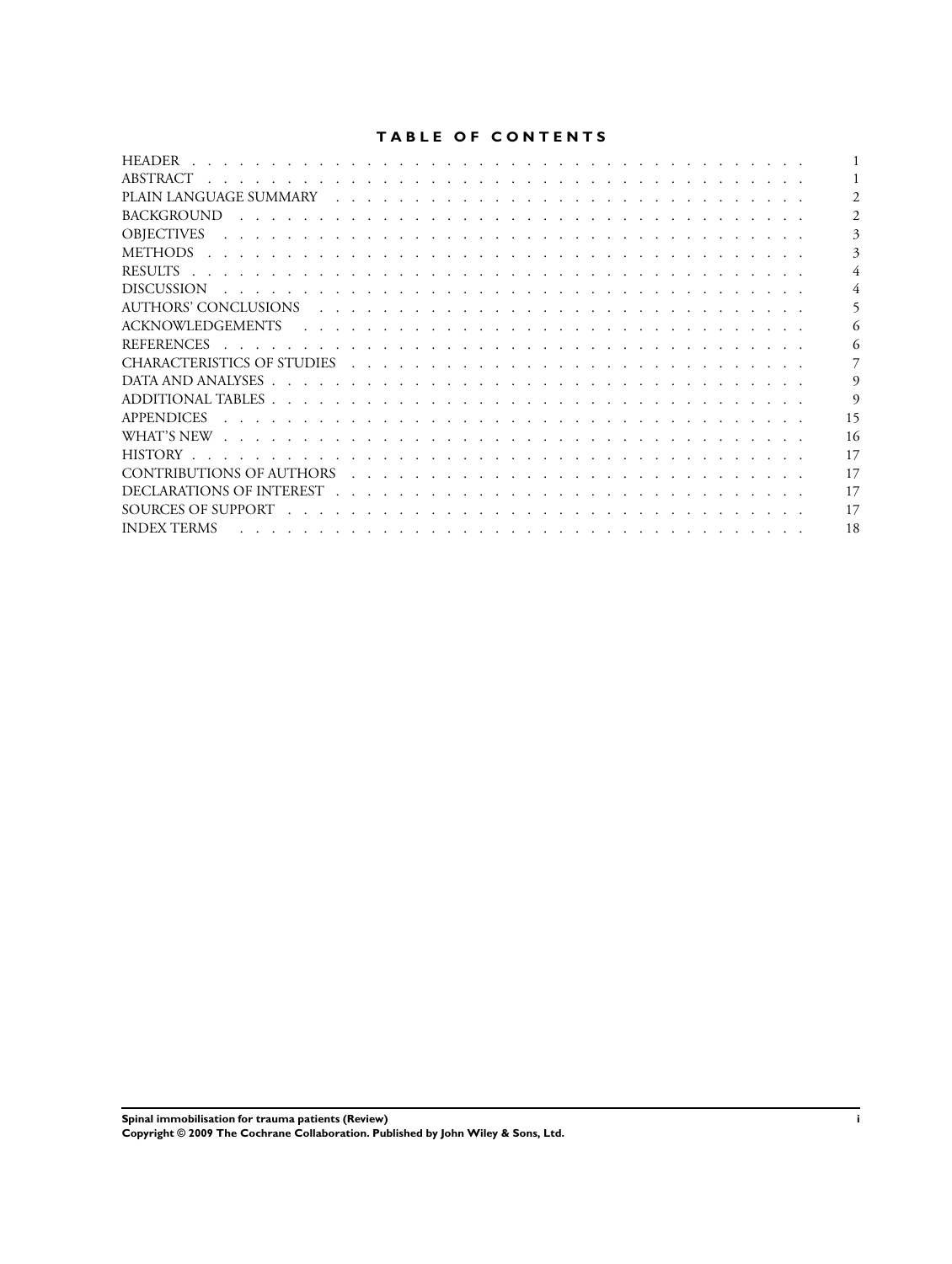# TABLE OF CONTENTS

| | |
|---|---|
| HEADER | 1 |
| ABSTRACT | 1 |
| PLAIN LANGUAGE SUMMARY | 2 |
| BACKGROUND | 2 |
| OBJECTIVES | 3 |
| METHODS | 3 |
| RESULTS | 4 |
| DISCUSSION | 4 |
| AUTHORS' CONCLUSIONS | 5 |
| ACKNOWLEDGEMENTS | 6 |
| REFERENCES | 6 |
| CHARACTERISTICS OF STUDIES | 7 |
| DATA AND ANALYSES | 9 |
| ADDITIONAL TABLES | 9 |
| APPENDICES | 15 |
| WHAT'S NEW | 16 |
| HISTORY | 17 |
| CONTRIBUTIONS OF AUTHORS | 17 |
| DECLARATIONS OF INTEREST | 17 |
| SOURCES OF SUPPORT | 17 |
| INDEX TERMS | 18 |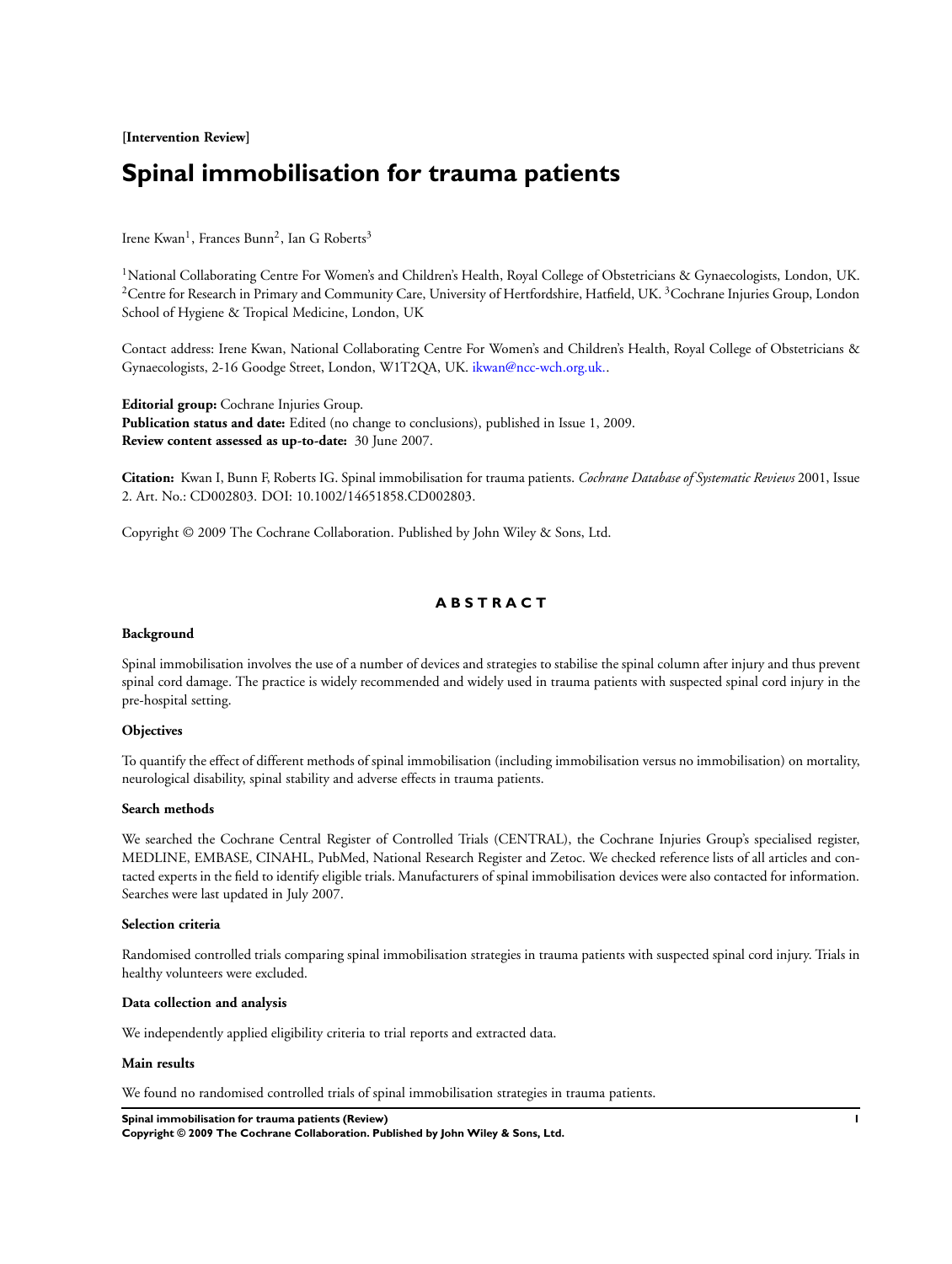**[Intervention Review]**

# Spinal immobilisation for trauma patients

Irene Kwan[1], Frances Bunn[2], Ian G Roberts[3]

[1]National Collaborating Centre For Women's and Children's Health, Royal College of Obstetricians & Gynaecologists, London, UK. [2]Centre for Research in Primary and Community Care, University of Hertfordshire, Hatfield, UK. [3]Cochrane Injuries Group, London School of Hygiene & Tropical Medicine, London, UK

Contact address: Irene Kwan, National Collaborating Centre For Women's and Children's Health, Royal College of Obstetricians & Gynaecologists, 2-16 Goodge Street, London, W1T2QA, UK. ikwan@ncc-wch.org.uk..

**Editorial group:** Cochrane Injuries Group.
**Publication status and date:** Edited (no change to conclusions), published in Issue 1, 2009.
**Review content assessed as up-to-date:** 30 June 2007.

**Citation:** Kwan I, Bunn F, Roberts IG. Spinal immobilisation for trauma patients. *Cochrane Database of Systematic Reviews* 2001, Issue 2. Art. No.: CD002803. DOI: 10.1002/14651858.CD002803.

Copyright © 2009 The Cochrane Collaboration. Published by John Wiley & Sons, Ltd.

## ABSTRACT

### Background

Spinal immobilisation involves the use of a number of devices and strategies to stabilise the spinal column after injury and thus prevent spinal cord damage. The practice is widely recommended and widely used in trauma patients with suspected spinal cord injury in the pre-hospital setting.

### Objectives

To quantify the effect of different methods of spinal immobilisation (including immobilisation versus no immobilisation) on mortality, neurological disability, spinal stability and adverse effects in trauma patients.

### Search methods

We searched the Cochrane Central Register of Controlled Trials (CENTRAL), the Cochrane Injuries Group's specialised register, MEDLINE, EMBASE, CINAHL, PubMed, National Research Register and Zetoc. We checked reference lists of all articles and contacted experts in the field to identify eligible trials. Manufacturers of spinal immobilisation devices were also contacted for information. Searches were last updated in July 2007.

### Selection criteria

Randomised controlled trials comparing spinal immobilisation strategies in trauma patients with suspected spinal cord injury. Trials in healthy volunteers were excluded.

### Data collection and analysis

We independently applied eligibility criteria to trial reports and extracted data.

### Main results

We found no randomised controlled trials of spinal immobilisation strategies in trauma patients.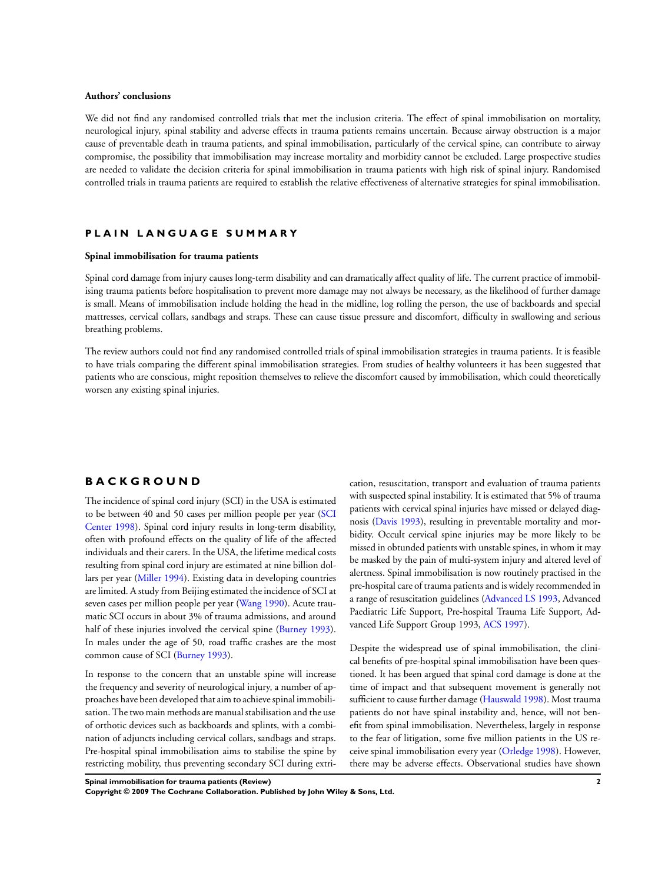**Authors' conclusions**

We did not find any randomised controlled trials that met the inclusion criteria. The effect of spinal immobilisation on mortality, neurological injury, spinal stability and adverse effects in trauma patients remains uncertain. Because airway obstruction is a major cause of preventable death in trauma patients, and spinal immobilisation, particularly of the cervical spine, can contribute to airway compromise, the possibility that immobilisation may increase mortality and morbidity cannot be excluded. Large prospective studies are needed to validate the decision criteria for spinal immobilisation in trauma patients with high risk of spinal injury. Randomised controlled trials in trauma patients are required to establish the relative effectiveness of alternative strategies for spinal immobilisation.

## PLAIN LANGUAGE SUMMARY

**Spinal immobilisation for trauma patients**

Spinal cord damage from injury causes long-term disability and can dramatically affect quality of life. The current practice of immobilising trauma patients before hospitalisation to prevent more damage may not always be necessary, as the likelihood of further damage is small. Means of immobilisation include holding the head in the midline, log rolling the person, the use of backboards and special mattresses, cervical collars, sandbags and straps. These can cause tissue pressure and discomfort, difficulty in swallowing and serious breathing problems.

The review authors could not find any randomised controlled trials of spinal immobilisation strategies in trauma patients. It is feasible to have trials comparing the different spinal immobilisation strategies. From studies of healthy volunteers it has been suggested that patients who are conscious, might reposition themselves to relieve the discomfort caused by immobilisation, which could theoretically worsen any existing spinal injuries.

## BACKGROUND

The incidence of spinal cord injury (SCI) in the USA is estimated to be between 40 and 50 cases per million people per year (SCI Center 1998). Spinal cord injury results in long-term disability, often with profound effects on the quality of life of the affected individuals and their carers. In the USA, the lifetime medical costs resulting from spinal cord injury are estimated at nine billion dollars per year (Miller 1994). Existing data in developing countries are limited. A study from Beijing estimated the incidence of SCI at seven cases per million people per year (Wang 1990). Acute traumatic SCI occurs in about 3% of trauma admissions, and around half of these injuries involved the cervical spine (Burney 1993). In males under the age of 50, road traffic crashes are the most common cause of SCI (Burney 1993).

In response to the concern that an unstable spine will increase the frequency and severity of neurological injury, a number of approaches have been developed that aim to achieve spinal immobilisation. The two main methods are manual stabilisation and the use of orthotic devices such as backboards and splints, with a combination of adjuncts including cervical collars, sandbags and straps. Pre-hospital spinal immobilisation aims to stabilise the spine by restricting mobility, thus preventing secondary SCI during extrication, resuscitation, transport and evaluation of trauma patients with suspected spinal instability. It is estimated that 5% of trauma patients with cervical spinal injuries have missed or delayed diagnosis (Davis 1993), resulting in preventable mortality and morbidity. Occult cervical spine injuries may be more likely to be missed in obtunded patients with unstable spines, in whom it may be masked by the pain of multi-system injury and altered level of alertness. Spinal immobilisation is now routinely practised in the pre-hospital care of trauma patients and is widely recommended in a range of resuscitation guidelines (Advanced LS 1993, Advanced Paediatric Life Support, Pre-hospital Trauma Life Support, Advanced Life Support Group 1993, ACS 1997).

Despite the widespread use of spinal immobilisation, the clinical benefits of pre-hospital spinal immobilisation have been questioned. It has been argued that spinal cord damage is done at the time of impact and that subsequent movement is generally not sufficient to cause further damage (Hauswald 1998). Most trauma patients do not have spinal instability and, hence, will not benefit from spinal immobilisation. Nevertheless, largely in response to the fear of litigation, some five million patients in the US receive spinal immobilisation every year (Orledge 1998). However, there may be adverse effects. Observational studies have shown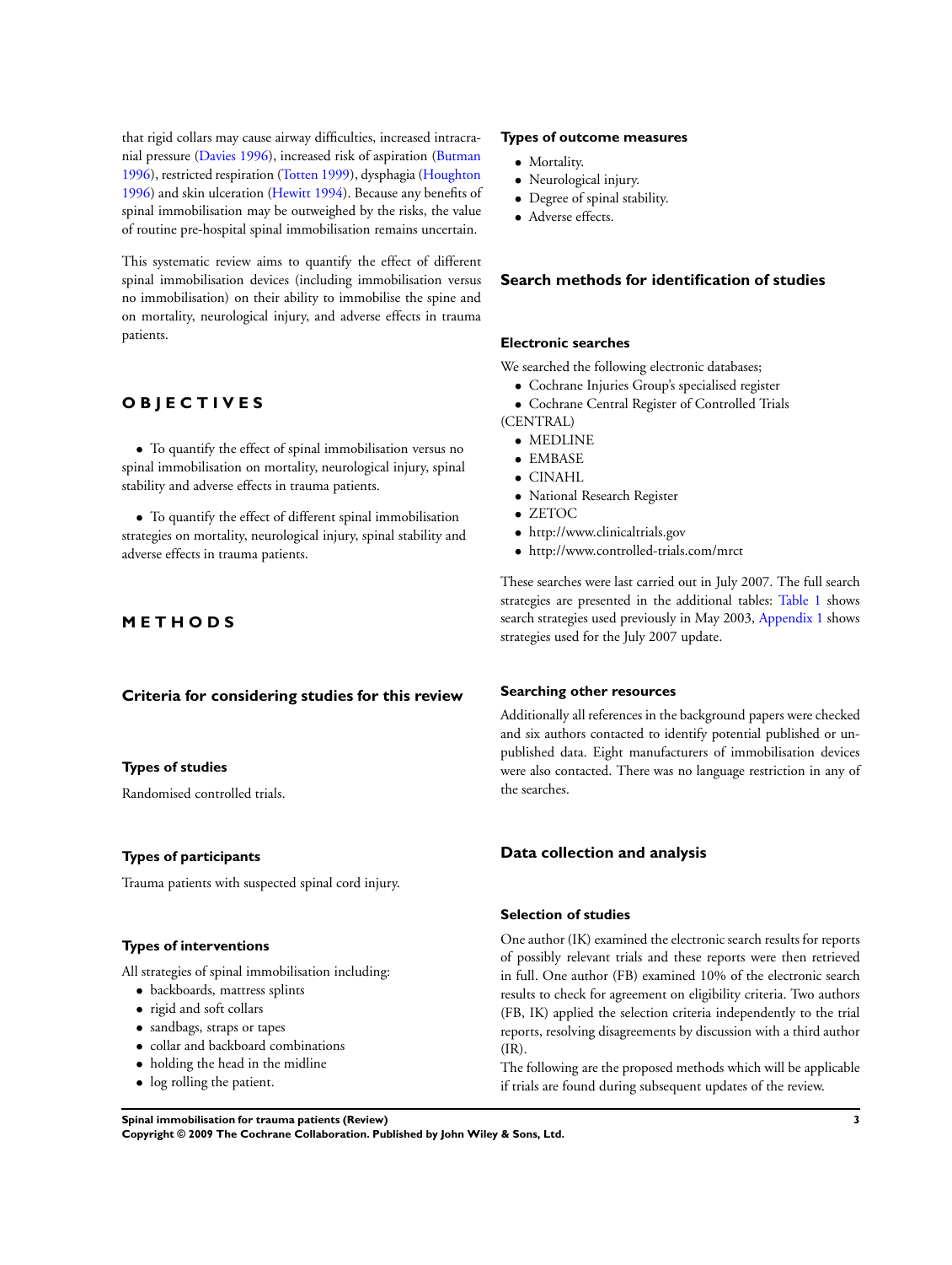that rigid collars may cause airway difficulties, increased intracranial pressure (Davies 1996), increased risk of aspiration (Butman 1996), restricted respiration (Totten 1999), dysphagia (Houghton 1996) and skin ulceration (Hewitt 1994). Because any benefits of spinal immobilisation may be outweighed by the risks, the value of routine pre-hospital spinal immobilisation remains uncertain.

This systematic review aims to quantify the effect of different spinal immobilisation devices (including immobilisation versus no immobilisation) on their ability to immobilise the spine and on mortality, neurological injury, and adverse effects in trauma patients.

# OBJECTIVES

- To quantify the effect of spinal immobilisation versus no spinal immobilisation on mortality, neurological injury, spinal stability and adverse effects in trauma patients.

- To quantify the effect of different spinal immobilisation strategies on mortality, neurological injury, spinal stability and adverse effects in trauma patients.

# METHODS

## Criteria for considering studies for this review

### Types of studies

Randomised controlled trials.

### Types of participants

Trauma patients with suspected spinal cord injury.

### Types of interventions

All strategies of spinal immobilisation including:

- backboards, mattress splints
- rigid and soft collars
- sandbags, straps or tapes
- collar and backboard combinations
- holding the head in the midline
- log rolling the patient.

### Types of outcome measures

- Mortality.
- Neurological injury.
- Degree of spinal stability.
- Adverse effects.

## Search methods for identification of studies

### Electronic searches

We searched the following electronic databases;

- Cochrane Injuries Group's specialised register
- Cochrane Central Register of Controlled Trials (CENTRAL)
- MEDLINE
- EMBASE
- CINAHL
- National Research Register
- ZETOC
- http://www.clinicaltrials.gov
- http://www.controlled-trials.com/mrct

These searches were last carried out in July 2007. The full search strategies are presented in the additional tables: Table 1 shows search strategies used previously in May 2003, Appendix 1 shows strategies used for the July 2007 update.

### Searching other resources

Additionally all references in the background papers were checked and six authors contacted to identify potential published or unpublished data. Eight manufacturers of immobilisation devices were also contacted. There was no language restriction in any of the searches.

## Data collection and analysis

### Selection of studies

One author (IK) examined the electronic search results for reports of possibly relevant trials and these reports were then retrieved in full. One author (FB) examined 10% of the electronic search results to check for agreement on eligibility criteria. Two authors (FB, IK) applied the selection criteria independently to the trial reports, resolving disagreements by discussion with a third author (IR).

The following are the proposed methods which will be applicable if trials are found during subsequent updates of the review.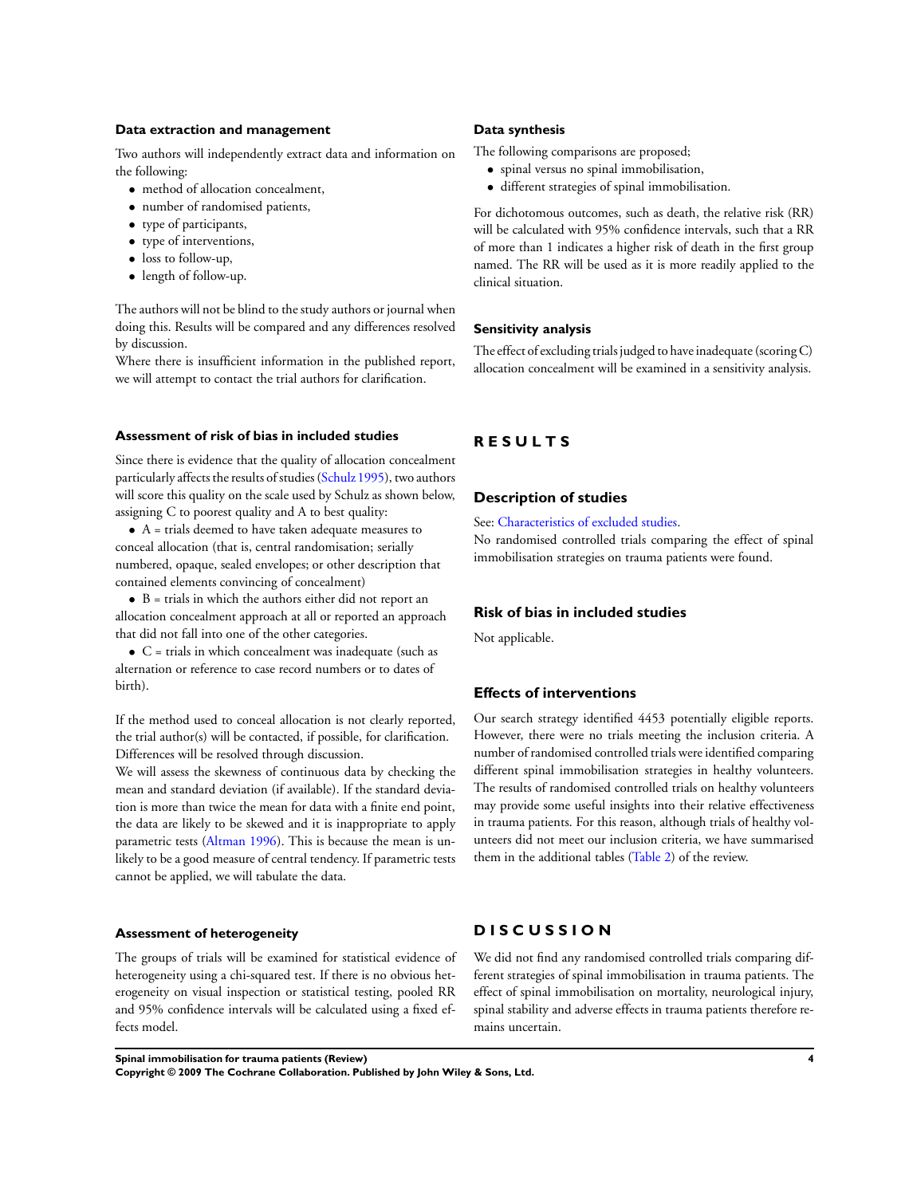### Data extraction and management

Two authors will independently extract data and information on the following:

- method of allocation concealment,
- number of randomised patients,
- type of participants,
- type of interventions,
- loss to follow-up,
- length of follow-up.

The authors will not be blind to the study authors or journal when doing this. Results will be compared and any differences resolved by discussion.

Where there is insufficient information in the published report, we will attempt to contact the trial authors for clarification.

### Assessment of risk of bias in included studies

Since there is evidence that the quality of allocation concealment particularly affects the results of studies (Schulz 1995), two authors will score this quality on the scale used by Schulz as shown below, assigning C to poorest quality and A to best quality:

- A = trials deemed to have taken adequate measures to conceal allocation (that is, central randomisation; serially numbered, opaque, sealed envelopes; or other description that contained elements convincing of concealment)
- B = trials in which the authors either did not report an allocation concealment approach at all or reported an approach that did not fall into one of the other categories.
- C = trials in which concealment was inadequate (such as alternation or reference to case record numbers or to dates of birth).

If the method used to conceal allocation is not clearly reported, the trial author(s) will be contacted, if possible, for clarification. Differences will be resolved through discussion.

We will assess the skewness of continuous data by checking the mean and standard deviation (if available). If the standard deviation is more than twice the mean for data with a finite end point, the data are likely to be skewed and it is inappropriate to apply parametric tests (Altman 1996). This is because the mean is unlikely to be a good measure of central tendency. If parametric tests cannot be applied, we will tabulate the data.

### Assessment of heterogeneity

The groups of trials will be examined for statistical evidence of heterogeneity using a chi-squared test. If there is no obvious heterogeneity on visual inspection or statistical testing, pooled RR and 95% confidence intervals will be calculated using a fixed effects model.

### Data synthesis

The following comparisons are proposed;

- spinal versus no spinal immobilisation,
- different strategies of spinal immobilisation.

For dichotomous outcomes, such as death, the relative risk (RR) will be calculated with 95% confidence intervals, such that a RR of more than 1 indicates a higher risk of death in the first group named. The RR will be used as it is more readily applied to the clinical situation.

### Sensitivity analysis

The effect of excluding trials judged to have inadequate (scoring C) allocation concealment will be examined in a sensitivity analysis.

# RESULTS

## Description of studies

See: Characteristics of excluded studies.

No randomised controlled trials comparing the effect of spinal immobilisation strategies on trauma patients were found.

## Risk of bias in included studies

Not applicable.

## Effects of interventions

Our search strategy identified 4453 potentially eligible reports. However, there were no trials meeting the inclusion criteria. A number of randomised controlled trials were identified comparing different spinal immobilisation strategies in healthy volunteers. The results of randomised controlled trials on healthy volunteers may provide some useful insights into their relative effectiveness in trauma patients. For this reason, although trials of healthy volunteers did not meet our inclusion criteria, we have summarised them in the additional tables (Table 2) of the review.

# DISCUSSION

We did not find any randomised controlled trials comparing different strategies of spinal immobilisation in trauma patients. The effect of spinal immobilisation on mortality, neurological injury, spinal stability and adverse effects in trauma patients therefore remains uncertain.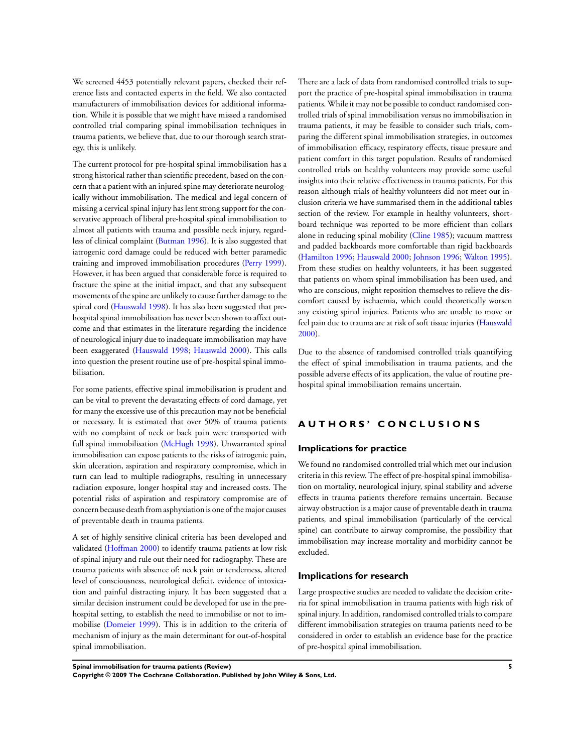We screened 4453 potentially relevant papers, checked their reference lists and contacted experts in the field. We also contacted manufacturers of immobilisation devices for additional information. While it is possible that we might have missed a randomised controlled trial comparing spinal immobilisation techniques in trauma patients, we believe that, due to our thorough search strategy, this is unlikely.

The current protocol for pre-hospital spinal immobilisation has a strong historical rather than scientific precedent, based on the concern that a patient with an injured spine may deteriorate neurologically without immobilisation. The medical and legal concern of missing a cervical spinal injury has lent strong support for the conservative approach of liberal pre-hospital spinal immobilisation to almost all patients with trauma and possible neck injury, regardless of clinical complaint (Butman 1996). It is also suggested that iatrogenic cord damage could be reduced with better paramedic training and improved immobilisation procedures (Perry 1999). However, it has been argued that considerable force is required to fracture the spine at the initial impact, and that any subsequent movements of the spine are unlikely to cause further damage to the spinal cord (Hauswald 1998). It has also been suggested that pre-hospital spinal immobilisation has never been shown to affect outcome and that estimates in the literature regarding the incidence of neurological injury due to inadequate immobilisation may have been exaggerated (Hauswald 1998; Hauswald 2000). This calls into question the present routine use of pre-hospital spinal immobilisation.

For some patients, effective spinal immobilisation is prudent and can be vital to prevent the devastating effects of cord damage, yet for many the excessive use of this precaution may not be beneficial or necessary. It is estimated that over 50% of trauma patients with no complaint of neck or back pain were transported with full spinal immobilisation (McHugh 1998). Unwarranted spinal immobilisation can expose patients to the risks of iatrogenic pain, skin ulceration, aspiration and respiratory compromise, which in turn can lead to multiple radiographs, resulting in unnecessary radiation exposure, longer hospital stay and increased costs. The potential risks of aspiration and respiratory compromise are of concern because death from asphyxiation is one of the major causes of preventable death in trauma patients.

A set of highly sensitive clinical criteria has been developed and validated (Hoffman 2000) to identify trauma patients at low risk of spinal injury and rule out their need for radiography. These are trauma patients with absence of: neck pain or tenderness, altered level of consciousness, neurological deficit, evidence of intoxication and painful distracting injury. It has been suggested that a similar decision instrument could be developed for use in the pre-hospital setting, to establish the need to immobilise or not to immobilise (Domeier 1999). This is in addition to the criteria of mechanism of injury as the main determinant for out-of-hospital spinal immobilisation.

There are a lack of data from randomised controlled trials to support the practice of pre-hospital spinal immobilisation in trauma patients. While it may not be possible to conduct randomised controlled trials of spinal immobilisation versus no immobilisation in trauma patients, it may be feasible to consider such trials, comparing the different spinal immobilisation strategies, in outcomes of immobilisation efficacy, respiratory effects, tissue pressure and patient comfort in this target population. Results of randomised controlled trials on healthy volunteers may provide some useful insights into their relative effectiveness in trauma patients. For this reason although trials of healthy volunteers did not meet our inclusion criteria we have summarised them in the additional tables section of the review. For example in healthy volunteers, short-board technique was reported to be more efficient than collars alone in reducing spinal mobility (Cline 1985); vacuum mattress and padded backboards more comfortable than rigid backboards (Hamilton 1996; Hauswald 2000; Johnson 1996; Walton 1995). From these studies on healthy volunteers, it has been suggested that patients on whom spinal immobilisation has been used, and who are conscious, might reposition themselves to relieve the discomfort caused by ischaemia, which could theoretically worsen any existing spinal injuries. Patients who are unable to move or feel pain due to trauma are at risk of soft tissue injuries (Hauswald 2000).

Due to the absence of randomised controlled trials quantifying the effect of spinal immobilisation in trauma patients, and the possible adverse effects of its application, the value of routine pre-hospital spinal immobilisation remains uncertain.

# AUTHORS' CONCLUSIONS

## Implications for practice

We found no randomised controlled trial which met our inclusion criteria in this review. The effect of pre-hospital spinal immobilisation on mortality, neurological injury, spinal stability and adverse effects in trauma patients therefore remains uncertain. Because airway obstruction is a major cause of preventable death in trauma patients, and spinal immobilisation (particularly of the cervical spine) can contribute to airway compromise, the possibility that immobilisation may increase mortality and morbidity cannot be excluded.

## Implications for research

Large prospective studies are needed to validate the decision criteria for spinal immobilisation in trauma patients with high risk of spinal injury. In addition, randomised controlled trials to compare different immobilisation strategies on trauma patients need to be considered in order to establish an evidence base for the practice of pre-hospital spinal immobilisation.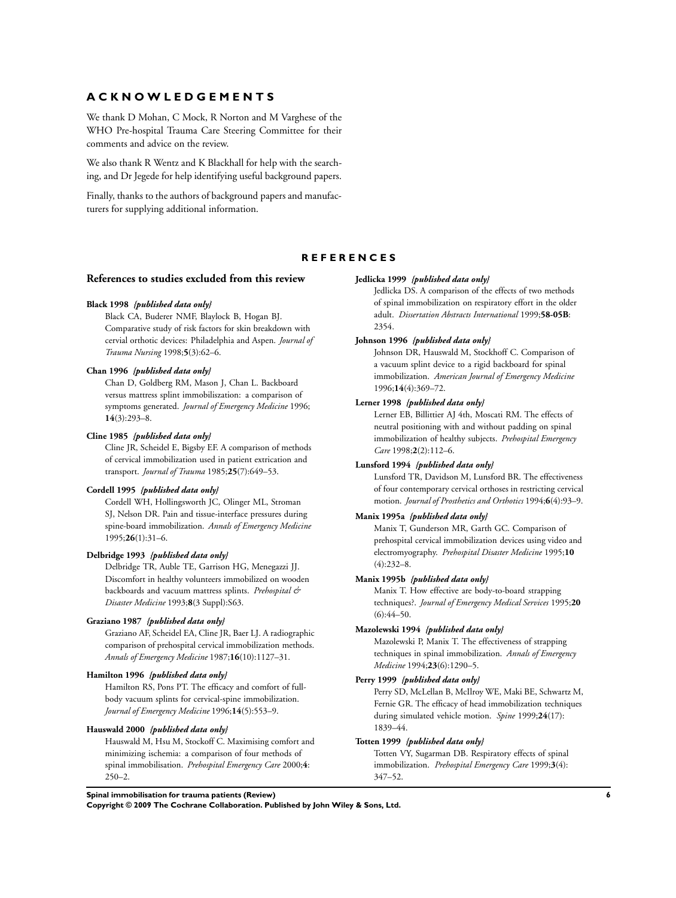## ACKNOWLEDGEMENTS

We thank D Mohan, C Mock, R Norton and M Varghese of the WHO Pre-hospital Trauma Care Steering Committee for their comments and advice on the review.

We also thank R Wentz and K Blackhall for help with the searching, and Dr Jegede for help identifying useful background papers.

Finally, thanks to the authors of background papers and manufacturers for supplying additional information.

## REFERENCES

### References to studies excluded from this review

**Black 1998** *{published data only}*
Black CA, Buderer NMF, Blaylock B, Hogan BJ. Comparative study of risk factors for skin breakdown with cervial orthotic devices: Philadelphia and Aspen. *Journal of Trauma Nursing* 1998;**5**(3):62–6.

**Chan 1996** *{published data only}*
Chan D, Goldberg RM, Mason J, Chan L. Backboard versus mattress splint immobiliszation: a comparison of symptoms generated. *Journal of Emergency Medicine* 1996; **14**(3):293–8.

**Cline 1985** *{published data only}*
Cline JR, Scheidel E, Bigsby EF. A comparison of methods of cervical immobilization used in patient extrication and transport. *Journal of Trauma* 1985;**25**(7):649–53.

**Cordell 1995** *{published data only}*
Cordell WH, Hollingsworth JC, Olinger ML, Stroman SJ, Nelson DR. Pain and tissue-interface pressures during spine-board immobilization. *Annals of Emergency Medicine* 1995;**26**(1):31–6.

**Delbridge 1993** *{published data only}*
Delbridge TR, Auble TE, Garrison HG, Menegazzi JJ. Discomfort in healthy volunteers immobilized on wooden backboards and vacuum mattress splints. *Prehospital & Disaster Medicine* 1993;**8**(3 Suppl):S63.

**Graziano 1987** *{published data only}*
Graziano AF, Scheidel EA, Cline JR, Baer LJ. A radiographic comparison of prehospital cervical immobilization methods. *Annals of Emergency Medicine* 1987;**16**(10):1127–31.

**Hamilton 1996** *{published data only}*
Hamilton RS, Pons PT. The efficacy and comfort of full-body vacuum splints for cervical-spine immobilization. *Journal of Emergency Medicine* 1996;**14**(5):553–9.

**Hauswald 2000** *{published data only}*
Hauswald M, Hsu M, Stockoff C. Maximising comfort and minimizing ischemia: a comparison of four methods of spinal immobilisation. *Prehospital Emergency Care* 2000;**4**: 250–2.

**Jedlicka 1999** *{published data only}*
Jedlicka DS. A comparison of the effects of two methods of spinal immobilization on respiratory effort in the older adult. *Dissertation Abstracts International* 1999;**58-05B**: 2354.

**Johnson 1996** *{published data only}*
Johnson DR, Hauswald M, Stockhoff C. Comparison of a vacuum splint device to a rigid backboard for spinal immobilization. *American Journal of Emergency Medicine* 1996;**14**(4):369–72.

**Lerner 1998** *{published data only}*
Lerner EB, Billittier AJ 4th, Moscati RM. The effects of neutral positioning with and without padding on spinal immobilization of healthy subjects. *Prehospital Emergency Care* 1998;**2**(2):112–6.

**Lunsford 1994** *{published data only}*
Lunsford TR, Davidson M, Lunsford BR. The effectiveness of four contemporary cervical orthoses in restricting cervical motion. *Journal of Prosthetics and Orthotics* 1994;**6**(4):93–9.

**Manix 1995a** *{published data only}*
Manix T, Gunderson MR, Garth GC. Comparison of prehospital cervical immobilization devices using video and electromyography. *Prehospital Disaster Medicine* 1995;**10** (4):232–8.

**Manix 1995b** *{published data only}*
Manix T. How effective are body-to-board strapping techniques?. *Journal of Emergency Medical Services* 1995;**20** (6):44–50.

**Mazolewski 1994** *{published data only}*
Mazolewski P, Manix T. The effectiveness of strapping techniques in spinal immobilization. *Annals of Emergency Medicine* 1994;**23**(6):1290–5.

**Perry 1999** *{published data only}*
Perry SD, McLellan B, McIlroy WE, Maki BE, Schwartz M, Fernie GR. The efficacy of head immobilization techniques during simulated vehicle motion. *Spine* 1999;**24**(17): 1839–44.

**Totten 1999** *{published data only}*
Totten VY, Sugarman DB. Respiratory effects of spinal immobilization. *Prehospital Emergency Care* 1999;**3**(4): 347–52.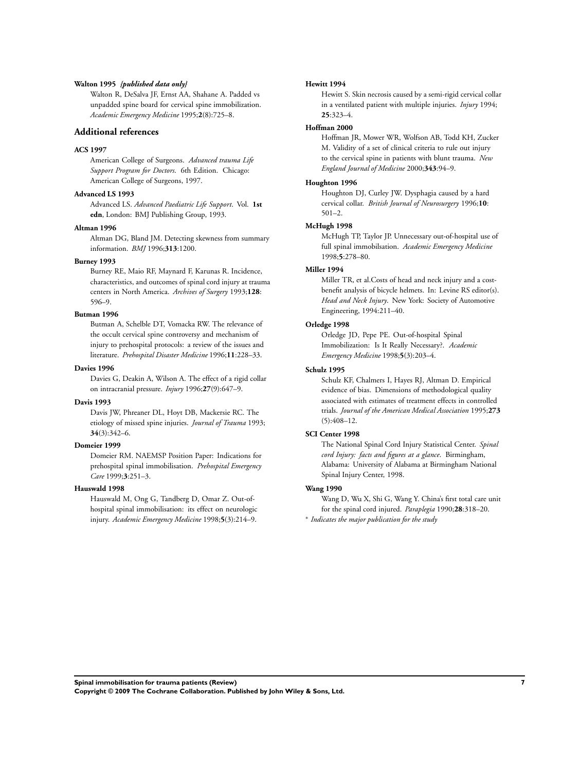**Walton 1995** *{published data only}*

Walton R, DeSalva JF, Ernst AA, Shahane A. Padded vs unpadded spine board for cervical spine immobilization. *Academic Emergency Medicine* 1995;**2**(8):725–8.

## Additional references

**ACS 1997**

American College of Surgeons. *Advanced trauma Life Support Program for Doctors*. 6th Edition. Chicago: American College of Surgeons, 1997.

**Advanced LS 1993**

Advanced LS. *Advanced Paediatric Life Support*. Vol. **1st edn**, London: BMJ Publishing Group, 1993.

**Altman 1996**

Altman DG, Bland JM. Detecting skewness from summary information. *BMJ* 1996;**313**:1200.

**Burney 1993**

Burney RE, Maio RF, Maynard F, Karunas R. Incidence, characteristics, and outcomes of spinal cord injury at trauma centers in North America. *Archives of Surgery* 1993;**128**: 596–9.

**Butman 1996**

Butman A, Schelble DT, Vomacka RW. The relevance of the occult cervical spine controversy and mechanism of injury to prehospital protocols: a review of the issues and literature. *Prehospital Disaster Medicine* 1996;**11**:228–33.

**Davies 1996**

Davies G, Deakin A, Wilson A. The effect of a rigid collar on intracranial pressure. *Injury* 1996;**27**(9):647–9.

**Davis 1993**

Davis JW, Phreaner DL, Hoyt DB, Mackersie RC. The etiology of missed spine injuries. *Journal of Trauma* 1993; **34**(3):342–6.

**Domeier 1999**

Domeier RM. NAEMSP Position Paper: Indications for prehospital spinal immobilisation. *Prehospital Emergency Care* 1999;**3**:251–3.

**Hauswald 1998**

Hauswald M, Ong G, Tandberg D, Omar Z. Out-of-hospital spinal immobilisation: its effect on neurologic injury. *Academic Emergency Medicine* 1998;**5**(3):214–9.

**Hewitt 1994**

Hewitt S. Skin necrosis caused by a semi-rigid cervical collar in a ventilated patient with multiple injuries. *Injury* 1994; **25**:323–4.

**Hoffman 2000**

Hoffman JR, Mower WR, Wolfson AB, Todd KH, Zucker M. Validity of a set of clinical criteria to rule out injury to the cervical spine in patients with blunt trauma. *New England Journal of Medicine* 2000;**343**:94–9.

**Houghton 1996**

Houghton DJ, Curley JW. Dysphagia caused by a hard cervical collar. *British Journal of Neurosurgery* 1996;**10**: 501–2.

**McHugh 1998**

McHugh TP, Taylor JP. Unnecessary out-of-hospital use of full spinal immobilsation. *Academic Emergency Medicine* 1998;**5**:278–80.

**Miller 1994**

Miller TR, et al.Costs of head and neck injury and a cost-benefit analysis of bicycle helmets. In: Levine RS editor(s). *Head and Neck Injury*. New York: Society of Automotive Engineering, 1994:211–40.

**Orledge 1998**

Orledge JD, Pepe PE. Out-of-hospital Spinal Immobilization: Is It Really Necessary?. *Academic Emergency Medicine* 1998;**5**(3):203–4.

**Schulz 1995**

Schulz KF, Chalmers I, Hayes RJ, Altman D. Empirical evidence of bias. Dimensions of methodological quality associated with estimates of treatment effects in controlled trials. *Journal of the American Medical Association* 1995;**273** (5):408–12.

**SCI Center 1998**

The National Spinal Cord Injury Statistical Center. *Spinal cord Injury: facts and figures at a glance*. Birmingham, Alabama: University of Alabama at Birmingham National Spinal Injury Center, 1998.

**Wang 1990**

Wang D, Wu X, Shi G, Wang Y. China's first total care unit for the spinal cord injured. *Paraplegia* 1990;**28**:318–20.

∗ *Indicates the major publication for the study*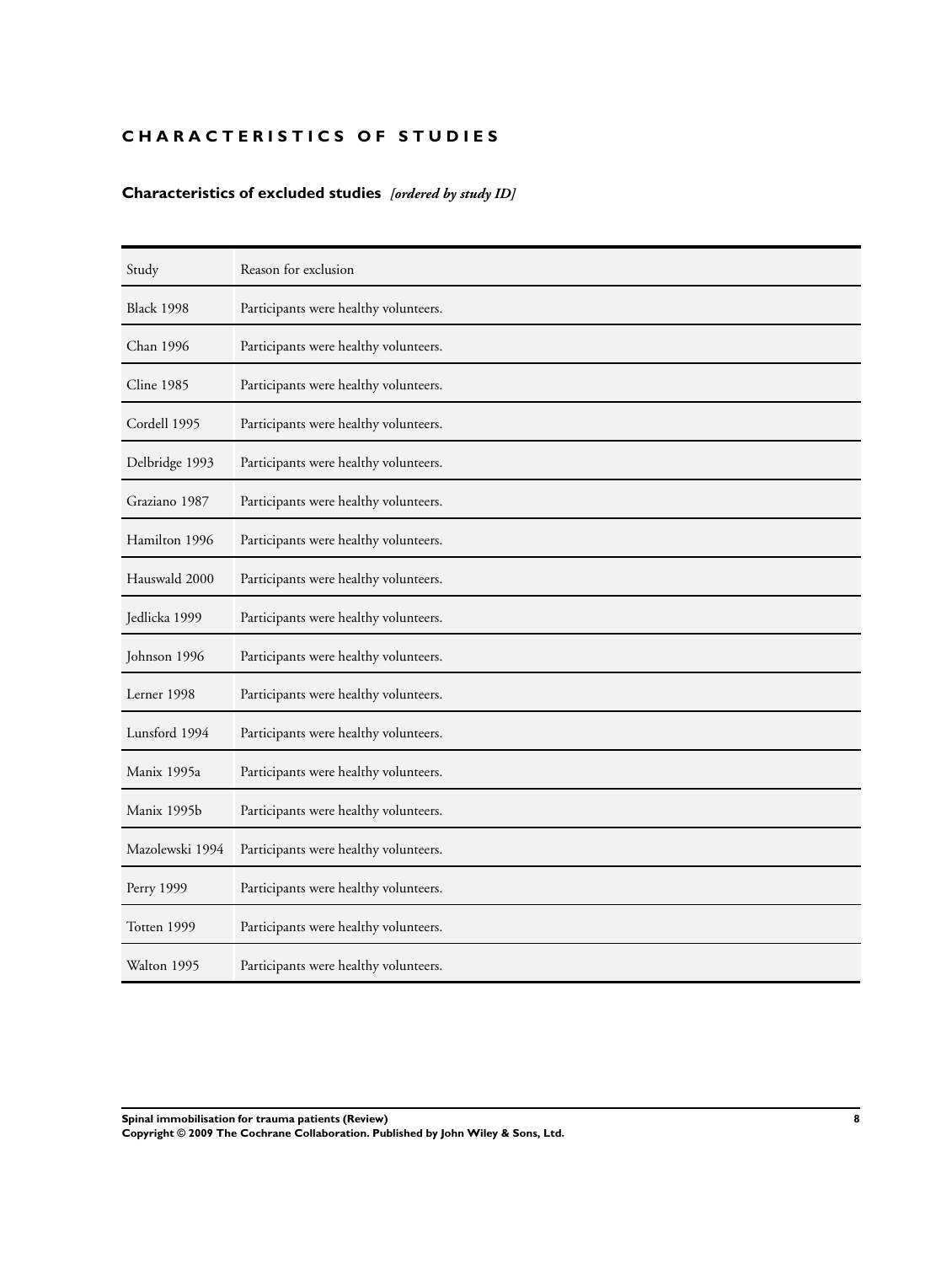# CHARACTERISTICS OF STUDIES

## Characteristics of excluded studies *[ordered by study ID]*

| Study | Reason for exclusion |
|---|---|
| Black 1998 | Participants were healthy volunteers. |
| Chan 1996 | Participants were healthy volunteers. |
| Cline 1985 | Participants were healthy volunteers. |
| Cordell 1995 | Participants were healthy volunteers. |
| Delbridge 1993 | Participants were healthy volunteers. |
| Graziano 1987 | Participants were healthy volunteers. |
| Hamilton 1996 | Participants were healthy volunteers. |
| Hauswald 2000 | Participants were healthy volunteers. |
| Jedlicka 1999 | Participants were healthy volunteers. |
| Johnson 1996 | Participants were healthy volunteers. |
| Lerner 1998 | Participants were healthy volunteers. |
| Lunsford 1994 | Participants were healthy volunteers. |
| Manix 1995a | Participants were healthy volunteers. |
| Manix 1995b | Participants were healthy volunteers. |
| Mazolewski 1994 | Participants were healthy volunteers. |
| Perry 1999 | Participants were healthy volunteers. |
| Totten 1999 | Participants were healthy volunteers. |
| Walton 1995 | Participants were healthy volunteers. |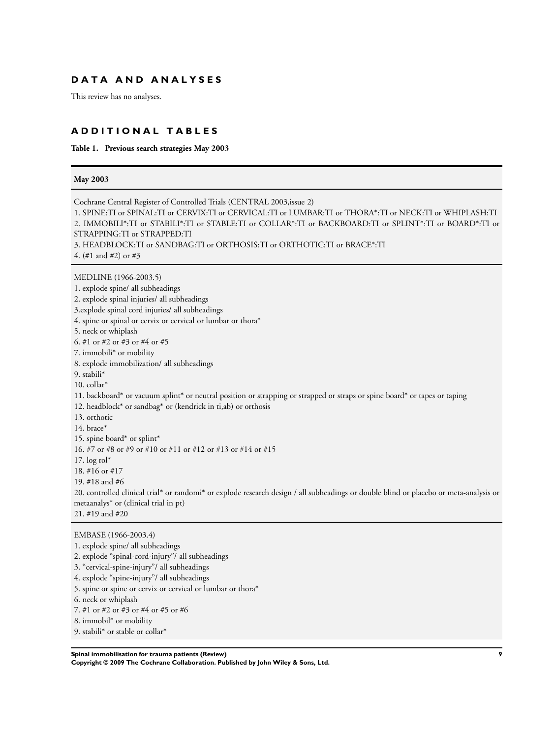## DATA AND ANALYSES

This review has no analyses.

## ADDITIONAL TABLES

**Table 1. Previous search strategies May 2003**

| May 2003 |
|---|
| Cochrane Central Register of Controlled Trials (CENTRAL 2003,issue 2)<br>1. SPINE:TI or SPINAL:TI or CERVIX:TI or CERVICAL:TI or LUMBAR:TI or THORA*:TI or NECK:TI or WHIPLASH:TI<br>2. IMMOBILI*:TI or STABILI*:TI or STABLE:TI or COLLAR*:TI or BACKBOARD:TI or SPLINT*:TI or BOARD*:TI or STRAPPING:TI or STRAPPED:TI<br>3. HEADBLOCK:TI or SANDBAG:TI or ORTHOSIS:TI or ORTHOTIC:TI or BRACE*:TI<br>4. (#1 and #2) or #3 |
| MEDLINE (1966-2003.5)<br>1. explode spine/ all subheadings<br>2. explode spinal injuries/ all subheadings<br>3.explode spinal cord injuries/ all subheadings<br>4. spine or spinal or cervix or cervical or lumbar or thora*<br>5. neck or whiplash<br>6. #1 or #2 or #3 or #4 or #5<br>7. immobili* or mobility<br>8. explode immobilization/ all subheadings<br>9. stabili*<br>10. collar*<br>11. backboard* or vacuum splint* or neutral position or strapping or strapped or straps or spine board* or tapes or taping<br>12. headblock* or sandbag* or (kendrick in ti,ab) or orthosis<br>13. orthotic<br>14. brace*<br>15. spine board* or splint*<br>16. #7 or #8 or #9 or #10 or #11 or #12 or #13 or #14 or #15<br>17. log rol*<br>18. #16 or #17<br>19. #18 and #6<br>20. controlled clinical trial* or randomi* or explode research design / all subheadings or double blind or placebo or meta-analysis or metaanalys* or (clinical trial in pt)<br>21. #19 and #20 |
| EMBASE (1966-2003.4)<br>1. explode spine/ all subheadings<br>2. explode "spinal-cord-injury"/ all subheadings<br>3. "cervical-spine-injury"/ all subheadings<br>4. explode "spine-injury"/ all subheadings<br>5. spine or spine or cervix or cervical or lumbar or thora*<br>6. neck or whiplash<br>7. #1 or #2 or #3 or #4 or #5 or #6<br>8. immobil* or mobility<br>9. stabili* or stable or collar* |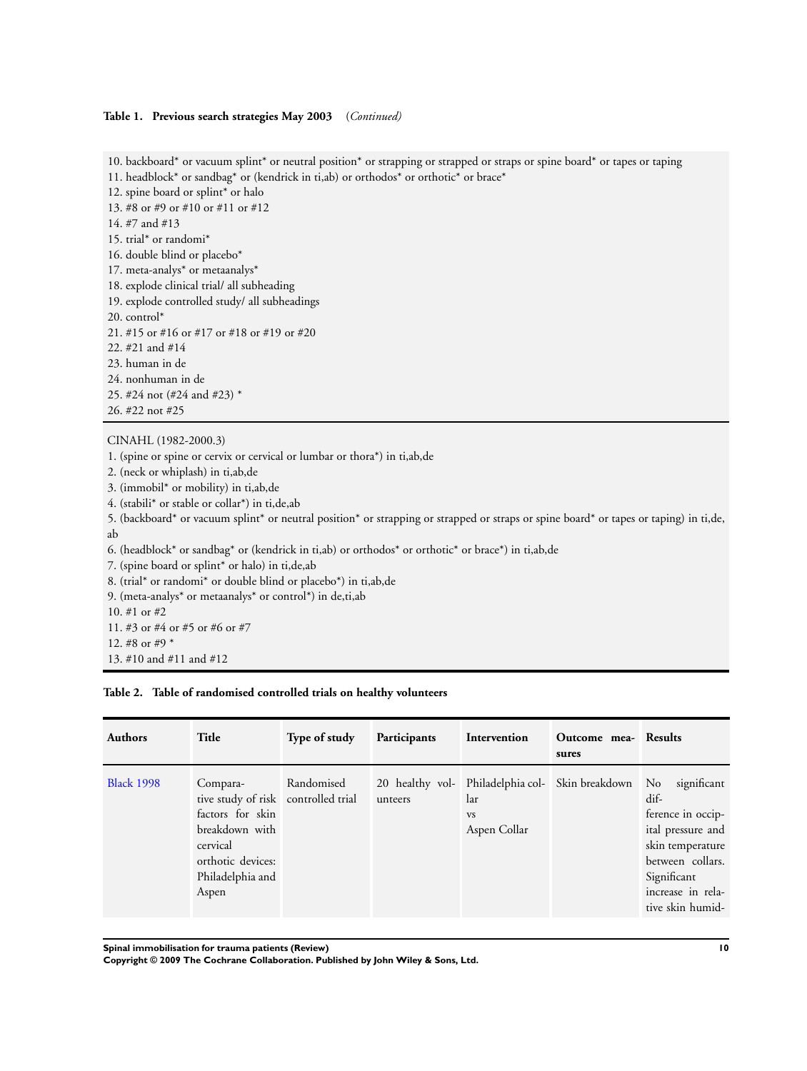**Table 1. Previous search strategies May 2003** *(Continued)*

10. backboard* or vacuum splint* or neutral position* or strapping or strapped or straps or spine board* or tapes or taping
11. headblock* or sandbag* or (kendrick in ti,ab) or orthodos* or orthotic* or brace*
12. spine board or splint* or halo
13. #8 or #9 or #10 or #11 or #12
14. #7 and #13
15. trial* or randomi*
16. double blind or placebo*
17. meta-analys* or metaanalys*
18. explode clinical trial/ all subheading
19. explode controlled study/ all subheadings
20. control*
21. #15 or #16 or #17 or #18 or #19 or #20
22. #21 and #14
23. human in de
24. nonhuman in de
25. #24 not (#24 and #23) *
26. #22 not #25

CINAHL (1982-2000.3)

1. (spine or spine or cervix or cervical or lumbar or thora*) in ti,ab,de
2. (neck or whiplash) in ti,ab,de
3. (immobil* or mobility) in ti,ab,de
4. (stabili* or stable or collar*) in ti,de,ab
5. (backboard* or vacuum splint* or neutral position* or strapping or strapped or straps or spine board* or tapes or taping) in ti,de, ab
6. (headblock* or sandbag* or (kendrick in ti,ab) or orthodos* or orthotic* or brace*) in ti,ab,de
7. (spine board or splint* or halo) in ti,de,ab
8. (trial* or randomi* or double blind or placebo*) in ti,ab,de
9. (meta-analys* or metaanalys* or control*) in de,ti,ab
10. #1 or #2
11. #3 or #4 or #5 or #6 or #7
12. #8 or #9 *
13. #10 and #11 and #12

**Table 2. Table of randomised controlled trials on healthy volunteers**

| Authors | Title | Type of study | Participants | Intervention | Outcome measures | Results |
|---|---|---|---|---|---|---|
| Black 1998 | Comparative study of risk factors for skin breakdown with cervical orthotic devices: Philadelphia and Aspen | Randomised controlled trial | 20 healthy volunteers | Philadelphia collar vs Aspen Collar | Skin breakdown | No significant difference in occipital pressure and skin temperature between collars. Significant increase in relative skin humid- |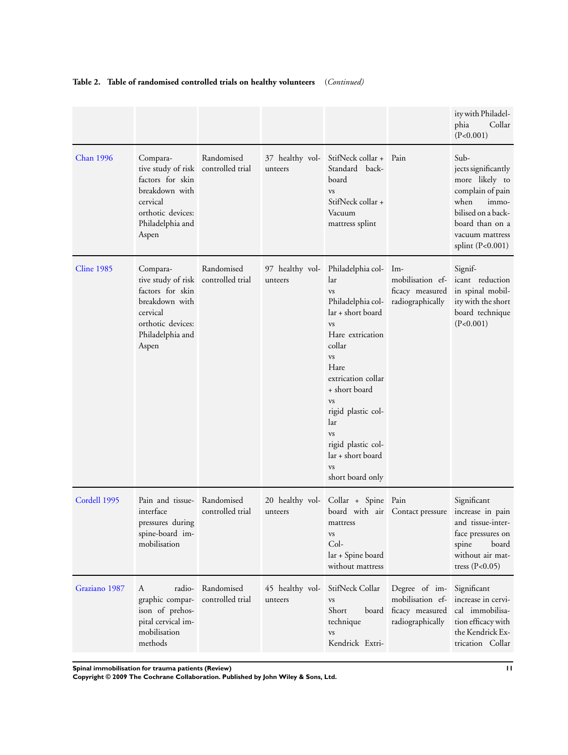**Table 2. Table of randomised controlled trials on healthy volunteers** *(Continued)*

| | | | | | | |
|---|---|---|---|---|---|---|
| | | | | | | ity with Philadelphia Collar (P<0.001) |
| Chan 1996 | Comparative study of risk factors for skin breakdown with cervical orthotic devices: Philadelphia and Aspen | Randomised controlled trial | 37 healthy volunteers | StifNeck collar + Standard backboard vs StifNeck collar + Vacuum mattress splint | Pain | Subjects significantly more likely to complain of pain when immobilised on a backboard than on a vacuum mattress splint (P<0.001) |
| Cline 1985 | Comparative study of risk factors for skin breakdown with cervical orthotic devices: Philadelphia and Aspen | Randomised controlled trial | 97 healthy volunteers | Philadelphia collar vs Philadelphia collar + short board vs Hare extrication collar vs Hare extrication collar + short board vs rigid plastic collar vs rigid plastic collar + short board vs short board only | Immobilisation efficacy measured radiographically | Significant reduction in spinal mobility with the short board technique (P<0.001) |
| Cordell 1995 | Pain and tissue-interface pressures during spine-board immobilisation | Randomised controlled trial | 20 healthy volunteers | Collar + Spine board with air mattress vs Collar + Spine board without mattress | Pain Contact pressure | Significant increase in pain and tissue-interface pressures on spine board without air mattress (P<0.05) |
| Graziano 1987 | A radiographic comparison of prehospital cervical immobilisation methods | Randomised controlled trial | 45 healthy volunteers | StifNeck Collar vs Short board technique vs Kendrick Extri- | Degree of immobilisation efficacy measured radiographically | Significant increase in cervical immobilisation efficacy with the Kendrick Extrication Collar |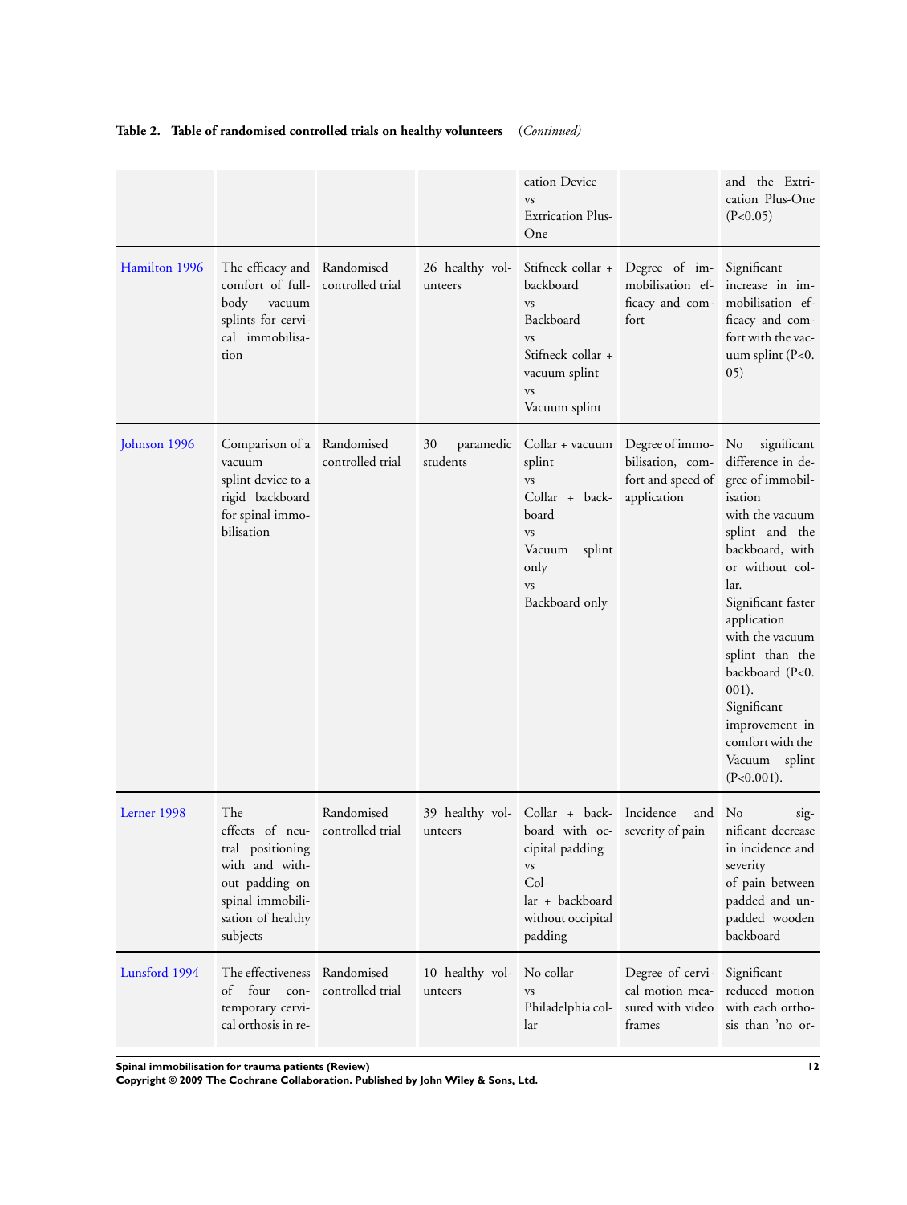**Table 2. Table of randomised controlled trials on healthy volunteers** *(Continued)*

| | | | | | | |
|---|---|---|---|---|---|---|
| | | | | cation Device vs Extrication Plus-One | | and the Extrication Plus-One (P<0.05) |
| Hamilton 1996 | The efficacy and comfort of full-body vacuum splints for cervical immobilisation | Randomised controlled trial | 26 healthy volunteers | Stifneck collar + backboard vs Backboard vs Stifneck collar + vacuum splint vs Vacuum splint | Degree of immobilisation efficacy and comfort | Significant increase in immobilisation efficacy and comfort with the vacuum splint (P<0.05) |
| Johnson 1996 | Comparison of a vacuum splint device to a rigid backboard for spinal immobilisation | Randomised controlled trial | 30 paramedic students | Collar + vacuum splint vs Collar + backboard vs Vacuum splint only vs Backboard only | Degree of immobilisation, comfort and speed of application | No significant difference in degree of immobilisation with the vacuum splint and the backboard, with or without collar. Significant faster application with the vacuum splint than the backboard (P<0.001). Significant improvement in comfort with the Vacuum splint (P<0.001). |
| Lerner 1998 | The effects of neutral positioning with and without padding on spinal immobilisation of healthy subjects | Randomised controlled trial | 39 healthy volunteers | Collar + backboard with occipital padding vs Collar + backboard without occipital padding | Incidence and severity of pain | No significant decrease in incidence and severity of pain between padded and unpadded wooden backboard |
| Lunsford 1994 | The effectiveness of four contemporary cervical orthosis in re- | Randomised controlled trial | 10 healthy volunteers | No collar vs Philadelphia collar | Degree of cervical motion measured with video frames | Significant reduced motion with each orthosis than 'no or- |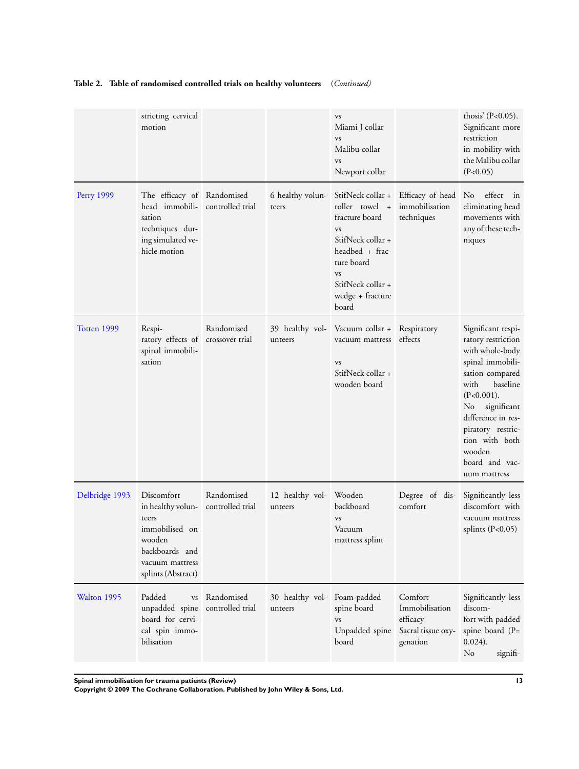**Table 2. Table of randomised controlled trials on healthy volunteers** *(Continued)*

| | | | | | | |
|---|---|---|---|---|---|---|
| | stricting cervical motion | | | vs Miami J collar vs Malibu collar vs Newport collar | | thosis' (P<0.05). Significant more restriction in mobility with the Malibu collar (P<0.05) |
| Perry 1999 | The efficacy of head immobilisation techniques during simulated vehicle motion | Randomised controlled trial | 6 healthy volunteers | StifNeck collar + roller towel + fracture board vs StifNeck collar + headbed + fracture board vs StifNeck collar + wedge + fracture board | Efficacy of head immobilisation techniques | No effect in eliminating head movements with any of these techniques |
| Totten 1999 | Respiratory effects of spinal immobilisation | Randomised crossover trial | 39 healthy volunteers | Vacuum collar + vacuum mattress vs StifNeck collar + wooden board | Respiratory effects | Significant respiratory restriction with whole-body spinal immobilisation compared with baseline (P<0.001). No significant difference in respiratory restriction with both wooden board and vacuum mattress |
| Delbridge 1993 | Discomfort in healthy volunteers immobilised on wooden backboards and vacuum mattress splints (Abstract) | Randomised controlled trial | 12 healthy volunteers | Wooden backboard vs Vacuum mattress splint | Degree of discomfort | Significantly less discomfort with vacuum mattress splints (P<0.05) |
| Walton 1995 | Padded vs unpadded spine board for cervical spin immobilisation | Randomised controlled trial | 30 healthy volunteers | Foam-padded spine board vs Unpadded spine board | Comfort Immobilisation efficacy Sacral tissue oxygenation | Significantly less discomfort with padded spine board (P= 0.024). No signifi- |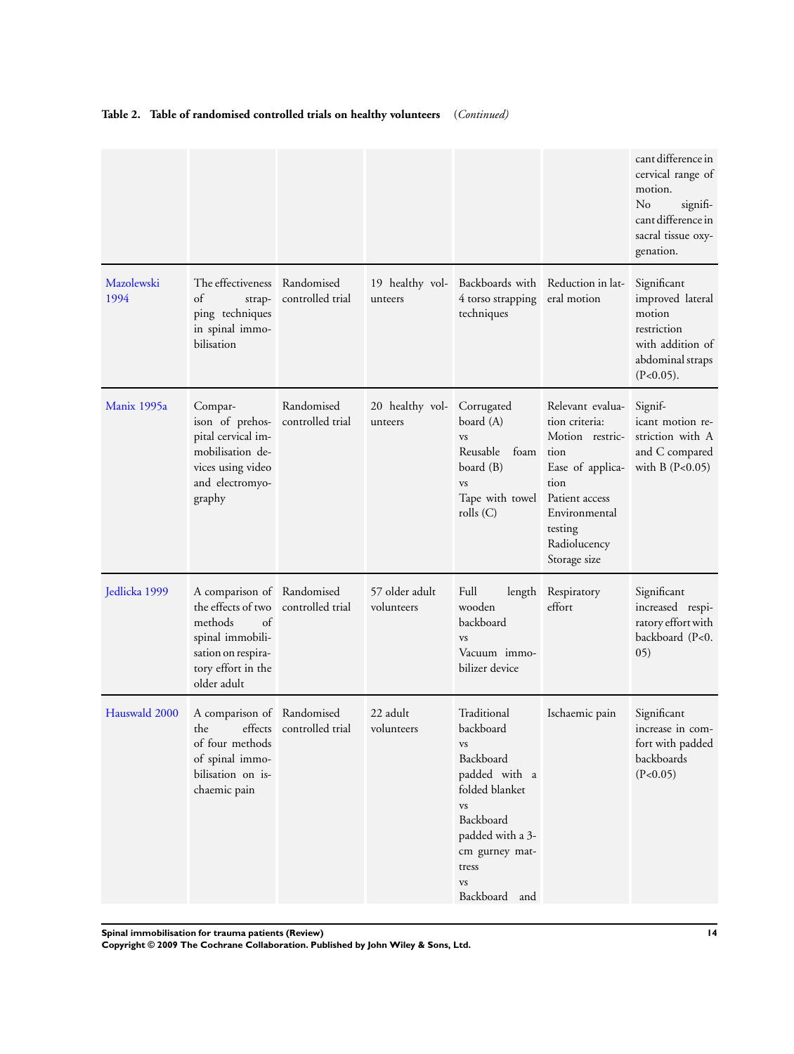**Table 2. Table of randomised controlled trials on healthy volunteers** *(Continued)*

| | | | | | | |
|---|---|---|---|---|---|---|
| | | | | | | cant difference in cervical range of motion.<br>No significant difference in sacral tissue oxygenation. |
| Mazolewski 1994 | The effectiveness of strapping techniques in spinal immobilisation | Randomised controlled trial | 19 healthy volunteers | Backboards with 4 torso strapping techniques | Reduction in lateral motion | Significant improved lateral motion restriction with addition of abdominal straps (P<0.05). |
| Manix 1995a | Comparison of prehospital cervical immobilisation devices using video and electromyography | Randomised controlled trial | 20 healthy volunteers | Corrugated board (A)<br>vs<br>Reusable foam board (B)<br>vs<br>Tape with towel rolls (C) | Relevant evaluation criteria:<br>Motion restriction<br>Ease of application<br>Patient access<br>Environmental testing<br>Radiolucency<br>Storage size | Significant motion restriction with A and C compared with B (P<0.05) |
| Jedlicka 1999 | A comparison of the effects of two methods of spinal immobilisation on respiratory effort in the older adult | Randomised controlled trial | 57 older adult volunteers | Full length wooden backboard<br>vs<br>Vacuum immobilizer device | Respiratory effort | Significant increased respiratory effort with backboard (P<0.05) |
| Hauswald 2000 | A comparison of the effects of four methods of spinal immobilisation on ischaemic pain | Randomised controlled trial | 22 adult volunteers | Traditional backboard<br>vs<br>Backboard padded with a folded blanket<br>vs<br>Backboard padded with a 3-cm gurney mattress<br>vs<br>Backboard and | Ischaemic pain | Significant increase in comfort with padded backboards (P<0.05) |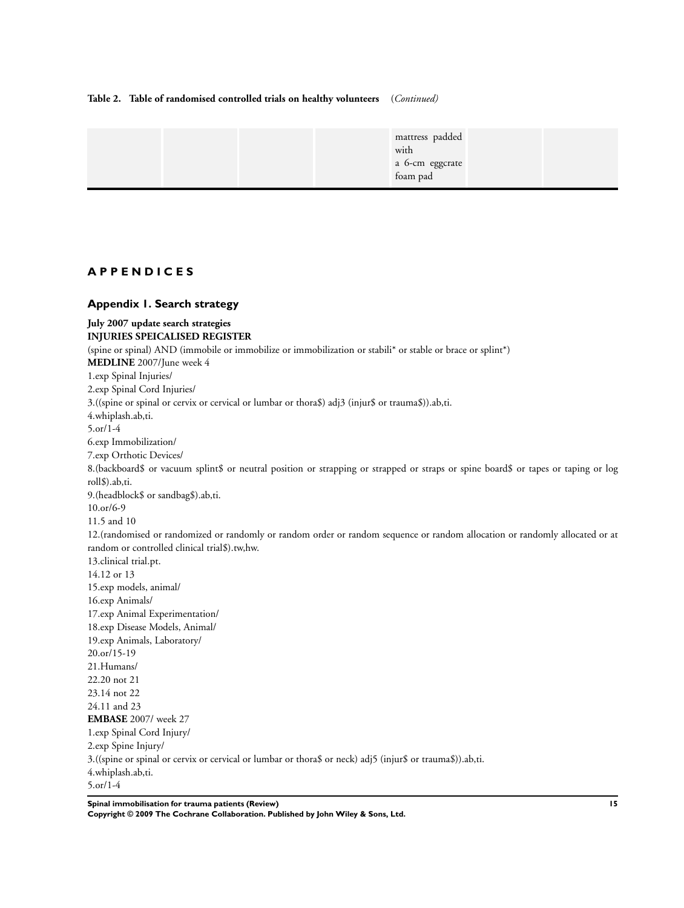**Table 2. Table of randomised controlled trials on healthy volunteers** *(Continued)*

| | | | | | | |
|---|---|---|---|---|---|---|
| | | | | mattress padded with a 6-cm eggcrate foam pad | | |

# APPENDICES

## Appendix 1. Search strategy

**July 2007 update search strategies**
**INJURIES SPEICALISED REGISTER**

(spine or spinal) AND (immobile or immobilize or immobilization or stabili* or stable or brace or splint*)

**MEDLINE** 2007/June week 4

1.exp Spinal Injuries/
2.exp Spinal Cord Injuries/
3.((spine or spinal or cervix or cervical or lumbar or thora$) adj3 (injur$ or trauma$)).ab,ti.
4.whiplash.ab,ti.
5.or/1-4
6.exp Immobilization/
7.exp Orthotic Devices/
8.(backboard$ or vacuum splint$ or neutral position or strapping or strapped or straps or spine board$ or tapes or taping or log roll$).ab,ti.
9.(headblock$ or sandbag$).ab,ti.
10.or/6-9
11.5 and 10
12.(randomised or randomized or randomly or random order or random sequence or random allocation or randomly allocated or at random or controlled clinical trial$).tw,hw.
13.clinical trial.pt.
14.12 or 13
15.exp models, animal/
16.exp Animals/
17.exp Animal Experimentation/
18.exp Disease Models, Animal/
19.exp Animals, Laboratory/
20.or/15-19
21.Humans/
22.20 not 21
23.14 not 22
24.11 and 23

**EMBASE** 2007/ week 27

1.exp Spinal Cord Injury/
2.exp Spine Injury/
3.((spine or spinal or cervix or cervical or lumbar or thora$ or neck) adj5 (injur$ or trauma$)).ab,ti.
4.whiplash.ab,ti.
5.or/1-4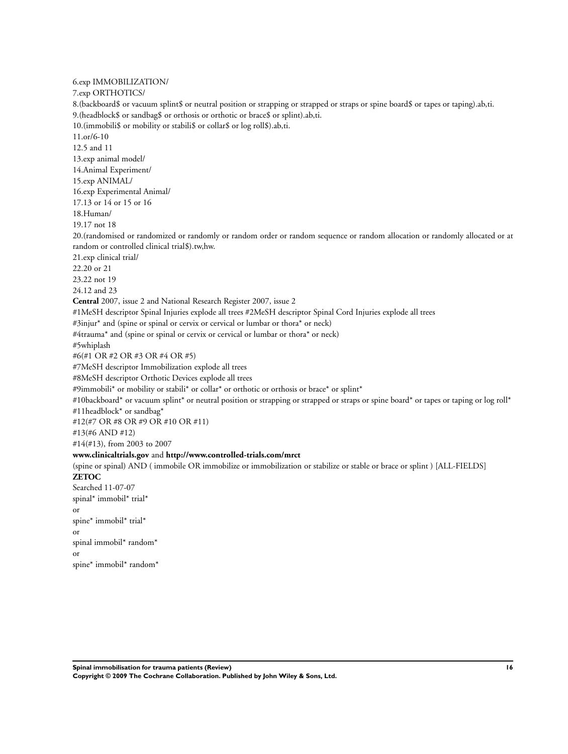6.exp IMMOBILIZATION/

7.exp ORTHOTICS/

8.(backboard$ or vacuum splint$ or neutral position or strapping or strapped or straps or spine board$ or tapes or taping).ab,ti.

9.(headblock$ or sandbag$ or orthosis or orthotic or brace$ or splint).ab,ti.

10.(immobili$ or mobility or stabili$ or collar$ or log roll$).ab,ti.

11.or/6-10

12.5 and 11

13.exp animal model/

14.Animal Experiment/

15.exp ANIMAL/

16.exp Experimental Animal/

17.13 or 14 or 15 or 16

18.Human/

19.17 not 18

20.(randomised or randomized or randomly or random order or random sequence or random allocation or randomly allocated or at random or controlled clinical trial$).tw,hw.

21.exp clinical trial/

22.20 or 21

23.22 not 19

24.12 and 23

**Central** 2007, issue 2 and National Research Register 2007, issue 2

#1MeSH descriptor Spinal Injuries explode all trees #2MeSH descriptor Spinal Cord Injuries explode all trees

#3injur* and (spine or spinal or cervix or cervical or lumbar or thora* or neck)

#4trauma* and (spine or spinal or cervix or cervical or lumbar or thora* or neck)

#5whiplash

#6(#1 OR #2 OR #3 OR #4 OR #5)

#7MeSH descriptor Immobilization explode all trees

#8MeSH descriptor Orthotic Devices explode all trees

#9immobili* or mobility or stabili* or collar* or orthotic or orthosis or brace* or splint*

#10backboard* or vacuum splint* or neutral position or strapping or strapped or straps or spine board* or tapes or taping or log roll*

#11headblock* or sandbag*

#12(#7 OR #8 OR #9 OR #10 OR #11)

#13(#6 AND #12)

#14(#13), from 2003 to 2007

**www.clinicaltrials.gov** and **http://www.controlled-trials.com/mrct**

(spine or spinal) AND ( immobile OR immobilize or immobilization or stabilize or stable or brace or splint ) [ALL-FIELDS]

**ZETOC**

Searched 11-07-07

spinal* immobil* trial*

or

spine* immobil* trial*

or

spinal immobil* random*

or

spine* immobil* random*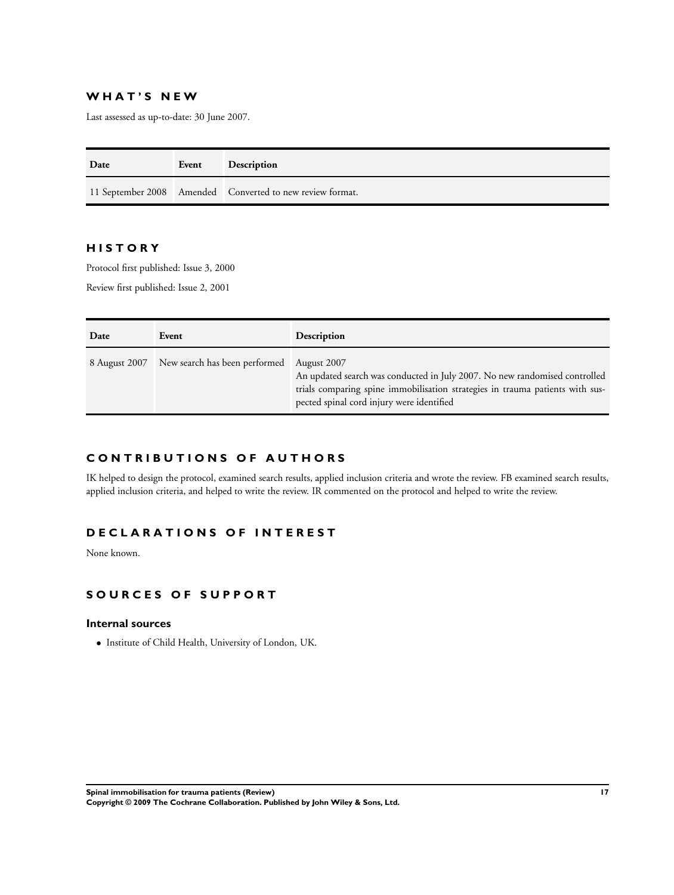## WHAT'S NEW

Last assessed as up-to-date: 30 June 2007.

| Date | Event | Description |
|---|---|---|
| 11 September 2008 | Amended | Converted to new review format. |

## HISTORY

Protocol first published: Issue 3, 2000

Review first published: Issue 2, 2001

| Date | Event | Description |
|---|---|---|
| 8 August 2007 | New search has been performed | August 2007<br>An updated search was conducted in July 2007. No new randomised controlled trials comparing spine immobilisation strategies in trauma patients with suspected spinal cord injury were identified |

## CONTRIBUTIONS OF AUTHORS

IK helped to design the protocol, examined search results, applied inclusion criteria and wrote the review. FB examined search results, applied inclusion criteria, and helped to write the review. IR commented on the protocol and helped to write the review.

## DECLARATIONS OF INTEREST

None known.

## SOURCES OF SUPPORT

### Internal sources

- Institute of Child Health, University of London, UK.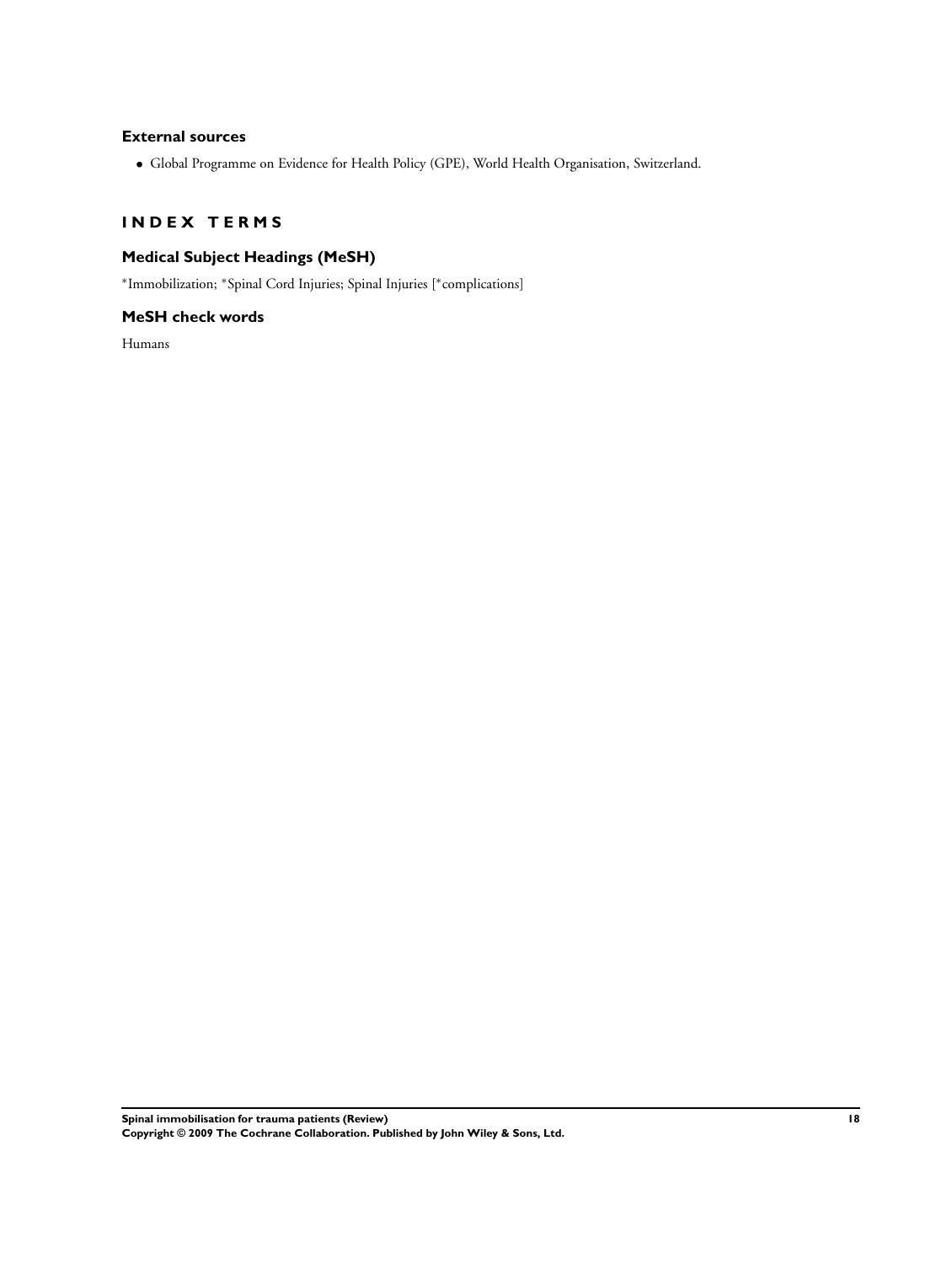### External sources

- Global Programme on Evidence for Health Policy (GPE), World Health Organisation, Switzerland.

## INDEX TERMS

### Medical Subject Headings (MeSH)

*Immobilization; *Spinal Cord Injuries; Spinal Injuries [*complications]

### MeSH check words

Humans